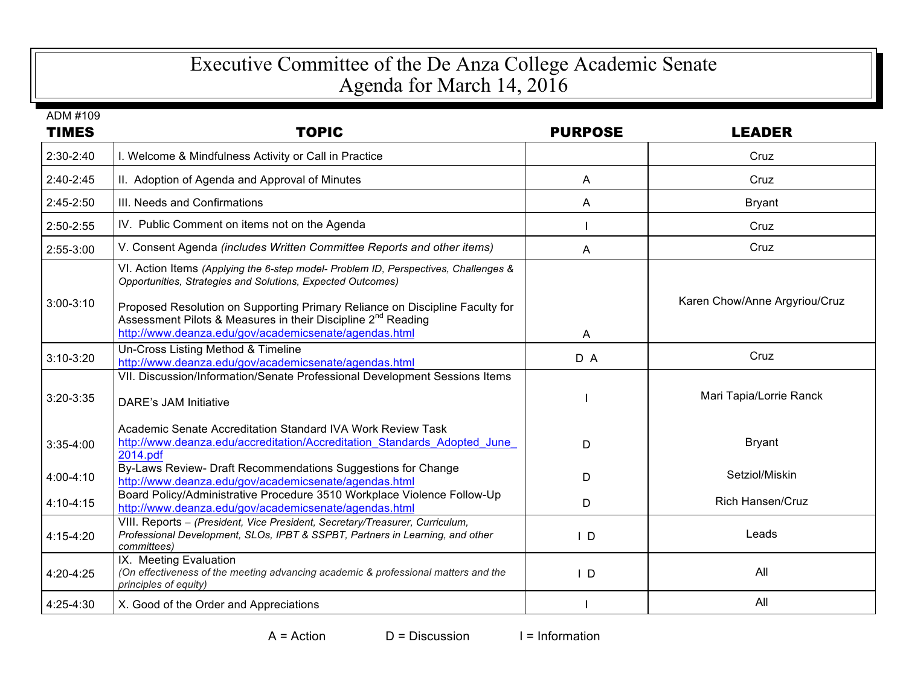# Executive Committee of the De Anza College Academic Senate
# Agenda for March 14, 2016

ADM #109

| TIMES | TOPIC | PURPOSE | LEADER |
|---|---|---|---|
| 2:30-2:40 | I. Welcome & Mindfulness Activity or Call in Practice | | Cruz |
| 2:40-2:45 | II. Adoption of Agenda and Approval of Minutes | A | Cruz |
| 2:45-2:50 | III. Needs and Confirmations | A | Bryant |
| 2:50-2:55 | IV. Public Comment on items not on the Agenda | I | Cruz |
| 2:55-3:00 | V. Consent Agenda *(includes Written Committee Reports and other items)* | A | Cruz |
| 3:00-3:10 | VI. Action Items *(Applying the 6-step model- Problem ID, Perspectives, Challenges & Opportunities, Strategies and Solutions, Expected Outcomes)*<br><br>Proposed Resolution on Supporting Primary Reliance on Discipline Faculty for Assessment Pilots & Measures in their Discipline 2nd Reading<br>http://www.deanza.edu/gov/academicsenate/agendas.html | A | Karen Chow/Anne Argyriou/Cruz |
| 3:10-3:20 | Un-Cross Listing Method & Timeline<br>http://www.deanza.edu/gov/academicsenate/agendas.html | D A | Cruz |
| 3:20-3:35 | VII. Discussion/Information/Senate Professional Development Sessions Items<br><br>DARE's JAM Initiative | I | Mari Tapia/Lorrie Ranck |
| 3:35-4:00 | Academic Senate Accreditation Standard IVA Work Review Task<br>http://www.deanza.edu/accreditation/Accreditation_Standards_Adopted_June_2014.pdf | D | Bryant |
| 4:00-4:10 | By-Laws Review- Draft Recommendations Suggestions for Change<br>http://www.deanza.edu/gov/academicsenate/agendas.html | D | Setziol/Miskin |
| 4:10-4:15 | Board Policy/Administrative Procedure 3510 Workplace Violence Follow-Up<br>http://www.deanza.edu/gov/academicsenate/agendas.html | D | Rich Hansen/Cruz |
| 4:15-4:20 | VIII. Reports – *(President, Vice President, Secretary/Treasurer, Curriculum, Professional Development, SLOs, IPBT & SSPBT, Partners in Learning, and other committees)* | I D | Leads |
| 4:20-4:25 | IX. Meeting Evaluation<br>*(On effectiveness of the meeting advancing academic & professional matters and the principles of equity)* | I D | All |
| 4:25-4:30 | X. Good of the Order and Appreciations | I | All |

A = Action D = Discussion I = Information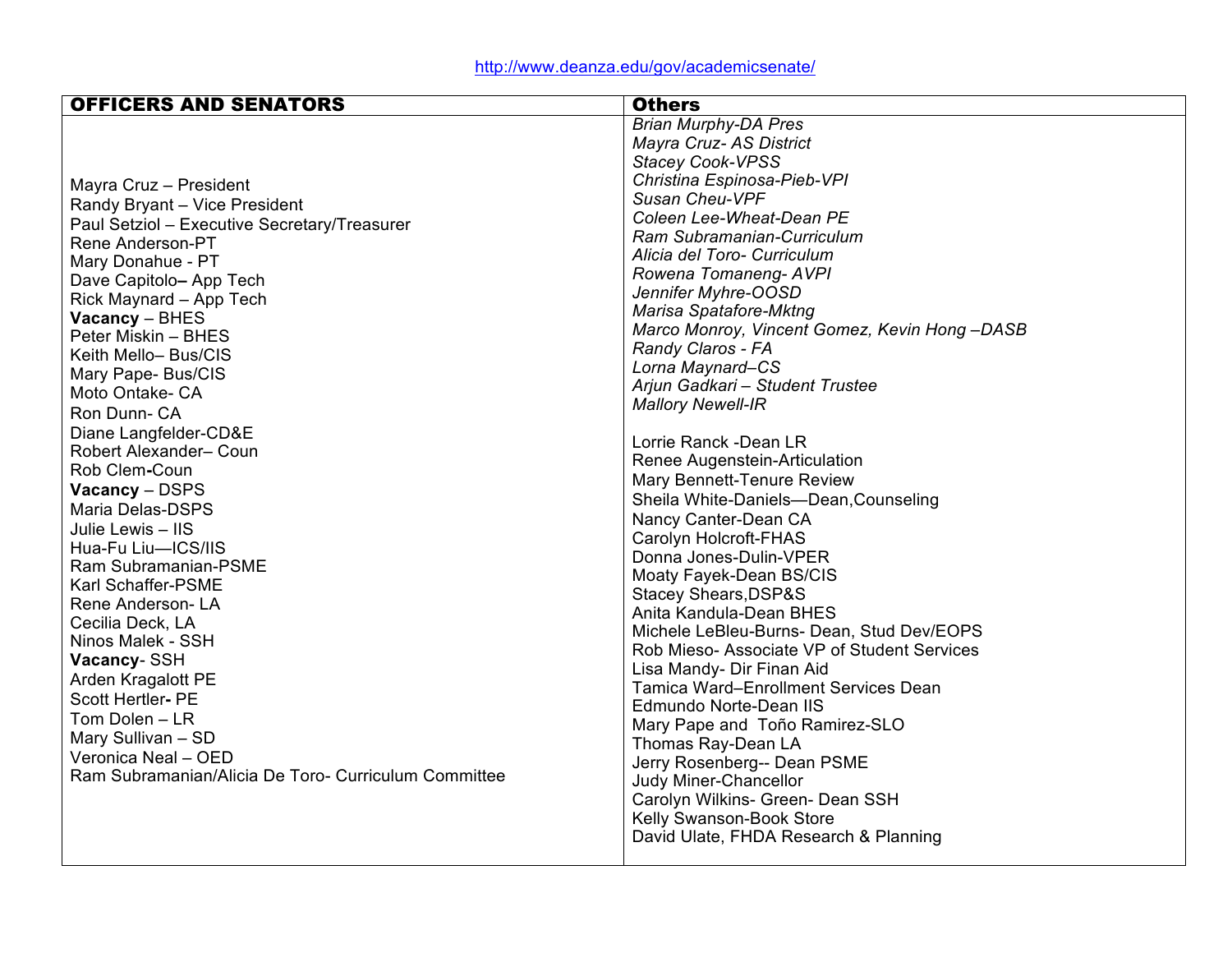http://www.deanza.edu/gov/academicsenate/

| OFFICERS AND SENATORS | Others |
| --- | --- |
| Mayra Cruz – President<br>Randy Bryant – Vice President<br>Paul Setziol – Executive Secretary/Treasurer<br>Rene Anderson-PT<br>Mary Donahue - PT<br>Dave Capitolo**–** App Tech<br>Rick Maynard – App Tech<br>**Vacancy** – BHES<br>Peter Miskin – BHES<br>Keith Mello– Bus/CIS<br>Mary Pape- Bus/CIS<br>Moto Ontake- CA<br>Ron Dunn- CA<br>Diane Langfelder-CD&E<br>Robert Alexander– Coun<br>Rob Clem**-**Coun<br>**Vacancy** – DSPS<br>Maria Delas-DSPS<br>Julie Lewis – IIS<br>Hua-Fu Liu—ICS/IIS<br>Ram Subramanian-PSME<br>Karl Schaffer-PSME<br>Rene Anderson- LA<br>Cecilia Deck, LA<br>Ninos Malek - SSH<br>**Vacancy**- SSH<br>Arden Kragalott PE<br>Scott Hertler**-** PE<br>Tom Dolen – LR<br>Mary Sullivan – SD<br>Veronica Neal – OED<br>Ram Subramanian/Alicia De Toro- Curriculum Committee | *Brian Murphy-DA Pres*<br>*Mayra Cruz- AS District*<br>*Stacey Cook-VPSS*<br>*Christina Espinosa-Pieb-VPI*<br>*Susan Cheu-VPF*<br>*Coleen Lee-Wheat-Dean PE*<br>*Ram Subramanian-Curriculum*<br>*Alicia del Toro- Curriculum*<br>*Rowena Tomaneng- AVPI*<br>*Jennifer Myhre-OOSD*<br>*Marisa Spatafore-Mktng*<br>*Marco Monroy, Vincent Gomez, Kevin Hong –DASB*<br>*Randy Claros - FA*<br>*Lorna Maynard–CS*<br>*Arjun Gadkari – Student Trustee*<br>*Mallory Newell-IR*<br><br>Lorrie Ranck -Dean LR<br>Renee Augenstein-Articulation<br>Mary Bennett-Tenure Review<br>Sheila White-Daniels—Dean,Counseling<br>Nancy Canter-Dean CA<br>Carolyn Holcroft-FHAS<br>Donna Jones-Dulin-VPER<br>Moaty Fayek-Dean BS/CIS<br>Stacey Shears,DSP&S<br>Anita Kandula-Dean BHES<br>Michele LeBleu-Burns- Dean, Stud Dev/EOPS<br>Rob Mieso- Associate VP of Student Services<br>Lisa Mandy- Dir Finan Aid<br>Tamica Ward–Enrollment Services Dean<br>Edmundo Norte-Dean IIS<br>Mary Pape and Toño Ramirez-SLO<br>Thomas Ray-Dean LA<br>Jerry Rosenberg-- Dean PSME<br>Judy Miner-Chancellor<br>Carolyn Wilkins- Green- Dean SSH<br>Kelly Swanson-Book Store<br>David Ulate, FHDA Research & Planning |